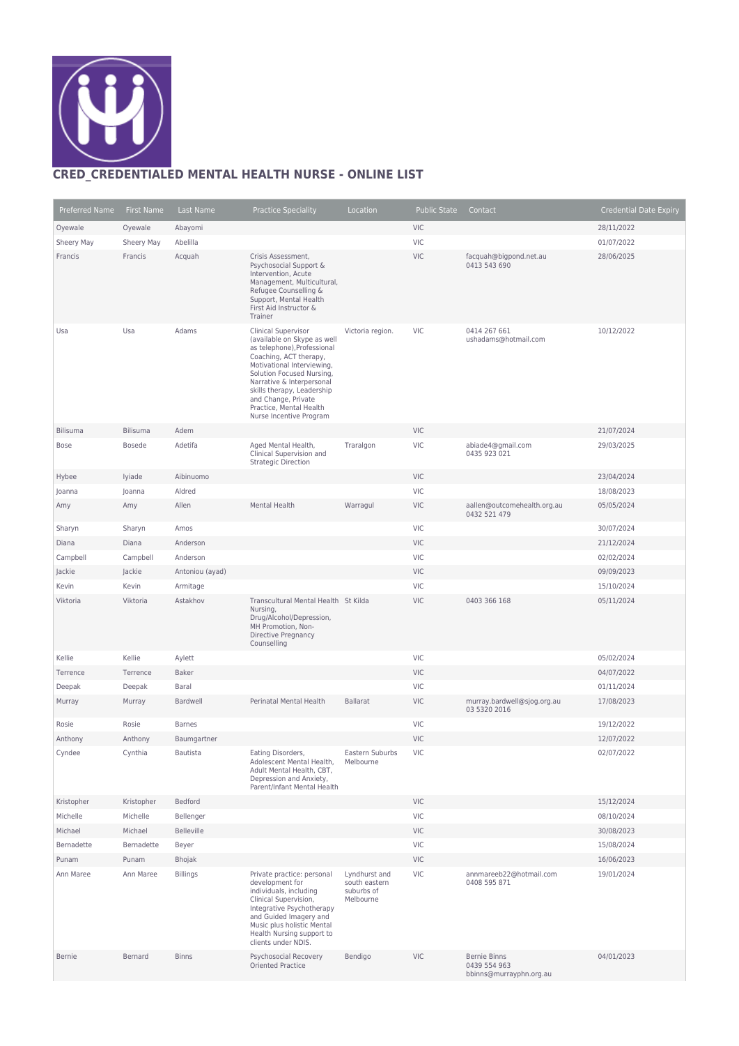# CRED_CREDENTIALED MENTAL HEALTH NURSE - ONLINE LIST

| Preferred Name | First Name | Last Name | Practice Speciality | Location | Public State | Contact | Credential Date Expiry |
|---|---|---|---|---|---|---|---|
| Oyewale | Oyewale | Abayomi | | | VIC | | 28/11/2022 |
| Sheery May | Sheery May | Abelilla | | | VIC | | 01/07/2022 |
| Francis | Francis | Acquah | Crisis Assessment, Psychosocial Support & Intervention, Acute Management, Multicultural, Refugee Counselling & Support, Mental Health First Aid Instructor & Trainer | | VIC | facquah@bigpond.net.au 0413 543 690 | 28/06/2025 |
| Usa | Usa | Adams | Clinical Supervisor (available on Skype as well as telephone),Professional Coaching, ACT therapy, Motivational Interviewing, Solution Focused Nursing, Narrative & Interpersonal skills therapy, Leadership and Change, Private Practice, Mental Health Nurse Incentive Program | Victoria region. | VIC | 0414 267 661 ushadams@hotmail.com | 10/12/2022 |
| Bilisuma | Bilisuma | Adem | | | VIC | | 21/07/2024 |
| Bose | Bosede | Adetifa | Aged Mental Health, Clinical Supervision and Strategic Direction | Traralgon | VIC | abiade4@gmail.com 0435 923 021 | 29/03/2025 |
| Hybee | Iyiade | Aibinuomo | | | VIC | | 23/04/2024 |
| Joanna | Joanna | Aldred | | | VIC | | 18/08/2023 |
| Amy | Amy | Allen | Mental Health | Warragul | VIC | aallen@outcomehealth.org.au 0432 521 479 | 05/05/2024 |
| Sharyn | Sharyn | Amos | | | VIC | | 30/07/2024 |
| Diana | Diana | Anderson | | | VIC | | 21/12/2024 |
| Campbell | Campbell | Anderson | | | VIC | | 02/02/2024 |
| Jackie | Jackie | Antoniou (ayad) | | | VIC | | 09/09/2023 |
| Kevin | Kevin | Armitage | | | VIC | | 15/10/2024 |
| Viktoria | Viktoria | Astakhov | Transcultural Mental Health Nursing, Drug/Alcohol/Depression, MH Promotion, Non-Directive Pregnancy Counselling | St Kilda | VIC | 0403 366 168 | 05/11/2024 |
| Kellie | Kellie | Aylett | | | VIC | | 05/02/2024 |
| Terrence | Terrence | Baker | | | VIC | | 04/07/2022 |
| Deepak | Deepak | Baral | | | VIC | | 01/11/2024 |
| Murray | Murray | Bardwell | Perinatal Mental Health | Ballarat | VIC | murray.bardwell@sjog.org.au 03 5320 2016 | 17/08/2023 |
| Rosie | Rosie | Barnes | | | VIC | | 19/12/2022 |
| Anthony | Anthony | Baumgartner | | | VIC | | 12/07/2022 |
| Cyndee | Cynthia | Bautista | Eating Disorders, Adolescent Mental Health, Adult Mental Health, CBT, Depression and Anxiety, Parent/Infant Mental Health | Eastern Suburbs Melbourne | VIC | | 02/07/2022 |
| Kristopher | Kristopher | Bedford | | | VIC | | 15/12/2024 |
| Michelle | Michelle | Bellenger | | | VIC | | 08/10/2024 |
| Michael | Michael | Belleville | | | VIC | | 30/08/2023 |
| Bernadette | Bernadette | Beyer | | | VIC | | 15/08/2024 |
| Punam | Punam | Bhojak | | | VIC | | 16/06/2023 |
| Ann Maree | Ann Maree | Billings | Private practice: personal development for individuals, including Clinical Supervision, Integrative Psychotherapy and Guided Imagery and Music plus holistic Mental Health Nursing support to clients under NDIS. | Lyndhurst and south eastern suburbs of Melbourne | VIC | annmareeb22@hotmail.com 0408 595 871 | 19/01/2024 |
| Bernie | Bernard | Binns | Psychosocial Recovery Oriented Practice | Bendigo | VIC | Bernie Binns 0439 554 963 bbinns@murrayphn.org.au | 04/01/2023 |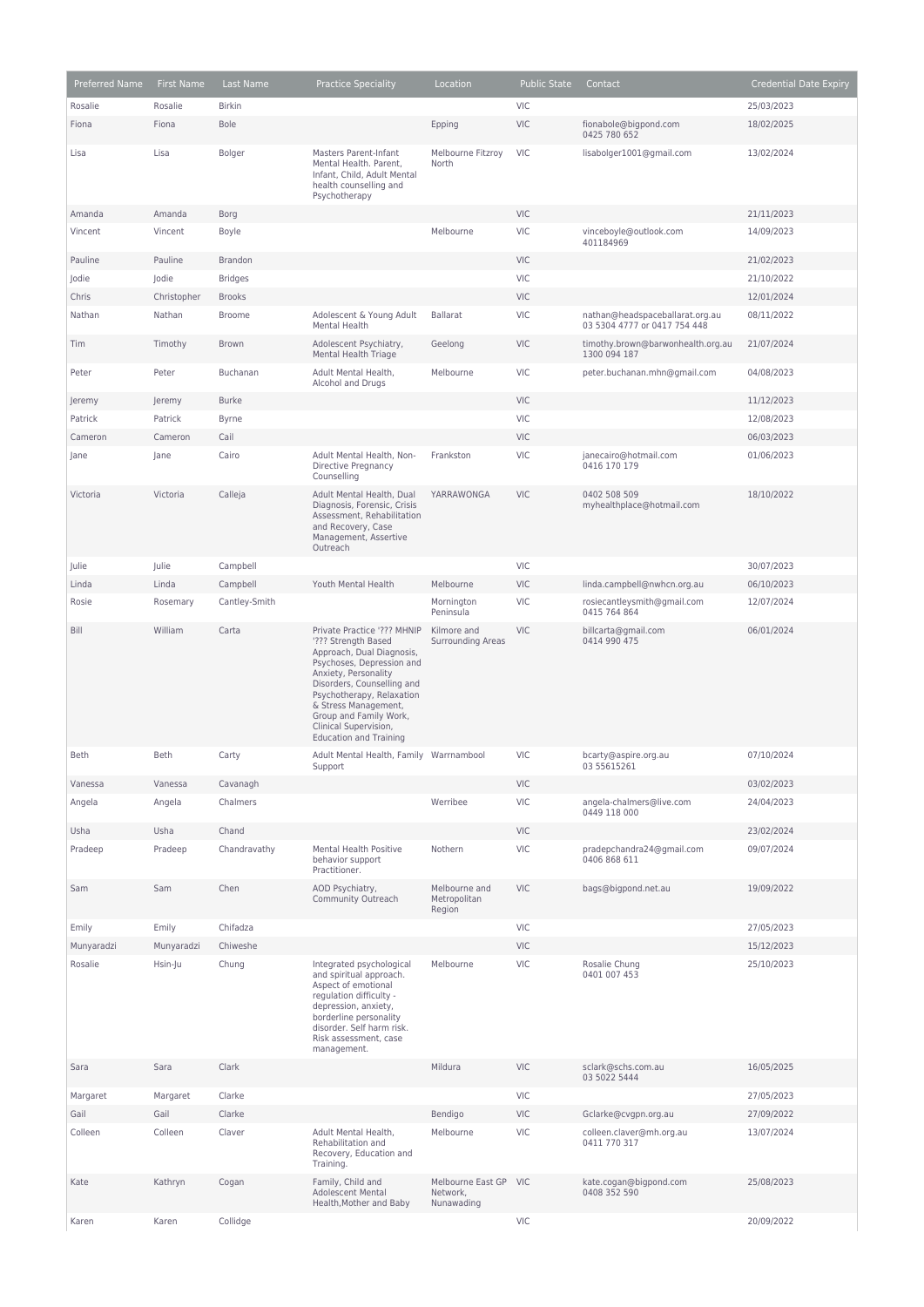| Preferred Name | First Name | Last Name | Practice Speciality | Location | Public State | Contact | Credential Date Expiry |
|---|---|---|---|---|---|---|---|
| Rosalie | Rosalie | Birkin | | | VIC | | 25/03/2023 |
| Fiona | Fiona | Bole | | Epping | VIC | fionabole@bigpond.com 0425 780 652 | 18/02/2025 |
| Lisa | Lisa | Bolger | Masters Parent-Infant Mental Health. Parent, Infant, Child, Adult Mental health counselling and Psychotherapy | Melbourne Fitzroy North | VIC | lisabolger1001@gmail.com | 13/02/2024 |
| Amanda | Amanda | Borg | | | VIC | | 21/11/2023 |
| Vincent | Vincent | Boyle | | Melbourne | VIC | vinceboyle@outlook.com 401184969 | 14/09/2023 |
| Pauline | Pauline | Brandon | | | VIC | | 21/02/2023 |
| Jodie | Jodie | Bridges | | | VIC | | 21/10/2022 |
| Chris | Christopher | Brooks | | | VIC | | 12/01/2024 |
| Nathan | Nathan | Broome | Adolescent & Young Adult Mental Health | Ballarat | VIC | nathan@headspaceballarat.org.au 03 5304 4777 or 0417 754 448 | 08/11/2022 |
| Tim | Timothy | Brown | Adolescent Psychiatry, Mental Health Triage | Geelong | VIC | timothy.brown@barwonhealth.org.au 1300 094 187 | 21/07/2024 |
| Peter | Peter | Buchanan | Adult Mental Health, Alcohol and Drugs | Melbourne | VIC | peter.buchanan.mhn@gmail.com | 04/08/2023 |
| Jeremy | Jeremy | Burke | | | VIC | | 11/12/2023 |
| Patrick | Patrick | Byrne | | | VIC | | 12/08/2023 |
| Cameron | Cameron | Cail | | | VIC | | 06/03/2023 |
| Jane | Jane | Cairo | Adult Mental Health, Non-Directive Pregnancy Counselling | Frankston | VIC | janecairo@hotmail.com 0416 170 179 | 01/06/2023 |
| Victoria | Victoria | Calleja | Adult Mental Health, Dual Diagnosis, Forensic, Crisis Assessment, Rehabilitation and Recovery, Case Management, Assertive Outreach | YARRAWONGA | VIC | 0402 508 509 myhealthplace@hotmail.com | 18/10/2022 |
| Julie | Julie | Campbell | | | VIC | | 30/07/2023 |
| Linda | Linda | Campbell | Youth Mental Health | Melbourne | VIC | linda.campbell@nwhcn.org.au | 06/10/2023 |
| Rosie | Rosemary | Cantley-Smith | | Mornington Peninsula | VIC | rosiecantleysmith@gmail.com 0415 764 864 | 12/07/2024 |
| Bill | William | Carta | Private Practice '??? MHNIP '??? Strength Based Approach, Dual Diagnosis, Psychoses, Depression and Anxiety, Personality Disorders, Counselling and Psychotherapy, Relaxation & Stress Management, Group and Family Work, Clinical Supervision, Education and Training | Kilmore and Surrounding Areas | VIC | billcarta@gmail.com 0414 990 475 | 06/01/2024 |
| Beth | Beth | Carty | Adult Mental Health, Family Support | Warrnambool | VIC | bcarty@aspire.org.au 03 55615261 | 07/10/2024 |
| Vanessa | Vanessa | Cavanagh | | | VIC | | 03/02/2023 |
| Angela | Angela | Chalmers | | Werribee | VIC | angela-chalmers@live.com 0449 118 000 | 24/04/2023 |
| Usha | Usha | Chand | | | VIC | | 23/02/2024 |
| Pradeep | Pradeep | Chandravathy | Mental Health Positive behavior support Practitioner. | Nothern | VIC | pradepchandra24@gmail.com 0406 868 611 | 09/07/2024 |
| Sam | Sam | Chen | AOD Psychiatry, Community Outreach | Melbourne and Metropolitan Region | VIC | bags@bigpond.net.au | 19/09/2022 |
| Emily | Emily | Chifadza | | | VIC | | 27/05/2023 |
| Munyaradzi | Munyaradzi | Chiweshe | | | VIC | | 15/12/2023 |
| Rosalie | Hsin-Ju | Chung | Integrated psychological and spiritual approach. Aspect of emotional regulation difficulty - depression, anxiety, borderline personality disorder. Self harm risk. Risk assessment, case management. | Melbourne | VIC | Rosalie Chung 0401 007 453 | 25/10/2023 |
| Sara | Sara | Clark | | Mildura | VIC | sclark@schs.com.au 03 5022 5444 | 16/05/2025 |
| Margaret | Margaret | Clarke | | | VIC | | 27/05/2023 |
| Gail | Gail | Clarke | | Bendigo | VIC | Gclarke@cvgpn.org.au | 27/09/2022 |
| Colleen | Colleen | Claver | Adult Mental Health, Rehabilitation and Recovery, Education and Training. | Melbourne | VIC | colleen.claver@mh.org.au 0411 770 317 | 13/07/2024 |
| Kate | Kathryn | Cogan | Family, Child and Adolescent Mental Health,Mother and Baby | Melbourne East GP Network, Nunawading | VIC | kate.cogan@bigpond.com 0408 352 590 | 25/08/2023 |
| Karen | Karen | Collidge | | | VIC | | 20/09/2022 |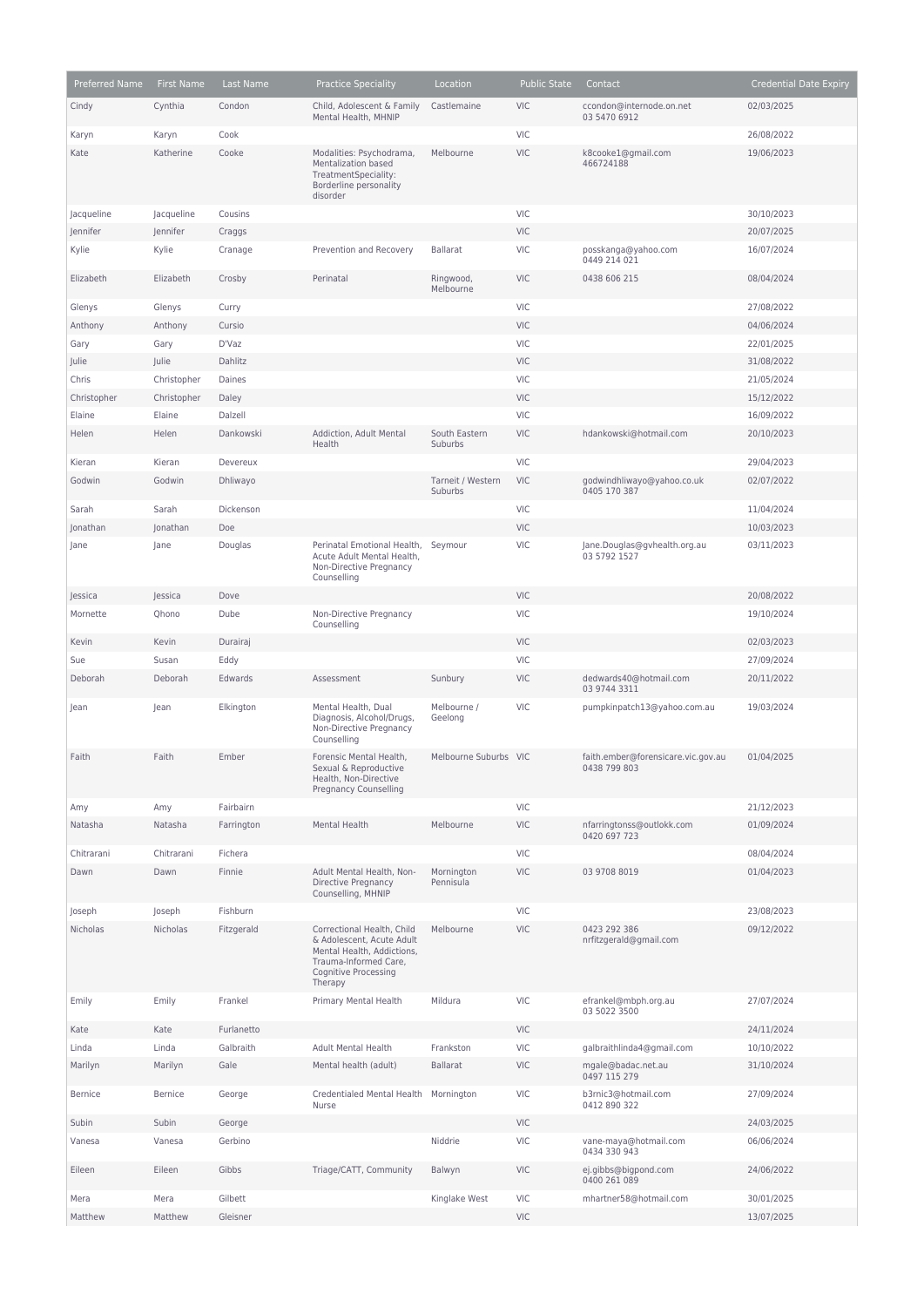| Preferred Name | First Name | Last Name | Practice Speciality | Location | Public State | Contact | Credential Date Expiry |
|---|---|---|---|---|---|---|---|
| Cindy | Cynthia | Condon | Child, Adolescent & Family Mental Health, MHNIP | Castlemaine | VIC | ccondon@internode.on.net 03 5470 6912 | 02/03/2025 |
| Karyn | Karyn | Cook | | | VIC | | 26/08/2022 |
| Kate | Katherine | Cooke | Modalities: Psychodrama, Mentalization based TreatmentSpeciality: Borderline personality disorder | Melbourne | VIC | k8cooke1@gmail.com 466724188 | 19/06/2023 |
| Jacqueline | Jacqueline | Cousins | | | VIC | | 30/10/2023 |
| Jennifer | Jennifer | Craggs | | | VIC | | 20/07/2025 |
| Kylie | Kylie | Cranage | Prevention and Recovery | Ballarat | VIC | posskanga@yahoo.com 0449 214 021 | 16/07/2024 |
| Elizabeth | Elizabeth | Crosby | Perinatal | Ringwood, Melbourne | VIC | 0438 606 215 | 08/04/2024 |
| Glenys | Glenys | Curry | | | VIC | | 27/08/2022 |
| Anthony | Anthony | Cursio | | | VIC | | 04/06/2024 |
| Gary | Gary | D'Vaz | | | VIC | | 22/01/2025 |
| Julie | Julie | Dahlitz | | | VIC | | 31/08/2022 |
| Chris | Christopher | Daines | | | VIC | | 21/05/2024 |
| Christopher | Christopher | Daley | | | VIC | | 15/12/2022 |
| Elaine | Elaine | Dalzell | | | VIC | | 16/09/2022 |
| Helen | Helen | Dankowski | Addiction, Adult Mental Health | South Eastern Suburbs | VIC | hdankowski@hotmail.com | 20/10/2023 |
| Kieran | Kieran | Devereux | | | VIC | | 29/04/2023 |
| Godwin | Godwin | Dhliwayo | | Tarneit / Western Suburbs | VIC | godwindhliwayo@yahoo.co.uk 0405 170 387 | 02/07/2022 |
| Sarah | Sarah | Dickenson | | | VIC | | 11/04/2024 |
| Jonathan | Jonathan | Doe | | | VIC | | 10/03/2023 |
| Jane | Jane | Douglas | Perinatal Emotional Health, Acute Adult Mental Health, Non-Directive Pregnancy Counselling | Seymour | VIC | Jane.Douglas@gvhealth.org.au 03 5792 1527 | 03/11/2023 |
| Jessica | Jessica | Dove | | | VIC | | 20/08/2022 |
| Mornette | Qhono | Dube | Non-Directive Pregnancy Counselling | | VIC | | 19/10/2024 |
| Kevin | Kevin | Durairaj | | | VIC | | 02/03/2023 |
| Sue | Susan | Eddy | | | VIC | | 27/09/2024 |
| Deborah | Deborah | Edwards | Assessment | Sunbury | VIC | dedwards40@hotmail.com 03 9744 3311 | 20/11/2022 |
| Jean | Jean | Elkington | Mental Health, Dual Diagnosis, Alcohol/Drugs, Non-Directive Pregnancy Counselling | Melbourne / Geelong | VIC | pumpkinpatch13@yahoo.com.au | 19/03/2024 |
| Faith | Faith | Ember | Forensic Mental Health, Sexual & Reproductive Health, Non-Directive Pregnancy Counselling | Melbourne Suburbs | VIC | faith.ember@forensicare.vic.gov.au 0438 799 803 | 01/04/2025 |
| Amy | Amy | Fairbairn | | | VIC | | 21/12/2023 |
| Natasha | Natasha | Farrington | Mental Health | Melbourne | VIC | nfarringtonss@outlokk.com 0420 697 723 | 01/09/2024 |
| Chitrarani | Chitrarani | Fichera | | | VIC | | 08/04/2024 |
| Dawn | Dawn | Finnie | Adult Mental Health, Non-Directive Pregnancy Counselling, MHNIP | Mornington Pennisula | VIC | 03 9708 8019 | 01/04/2023 |
| Joseph | Joseph | Fishburn | | | VIC | | 23/08/2023 |
| Nicholas | Nicholas | Fitzgerald | Correctional Health, Child & Adolescent, Acute Adult Mental Health, Addictions, Trauma-Informed Care, Cognitive Processing Therapy | Melbourne | VIC | 0423 292 386 nrfitzgerald@gmail.com | 09/12/2022 |
| Emily | Emily | Frankel | Primary Mental Health | Mildura | VIC | efrankel@mbph.org.au 03 5022 3500 | 27/07/2024 |
| Kate | Kate | Furlanetto | | | VIC | | 24/11/2024 |
| Linda | Linda | Galbraith | Adult Mental Health | Frankston | VIC | galbraithlinda4@gmail.com | 10/10/2022 |
| Marilyn | Marilyn | Gale | Mental health (adult) | Ballarat | VIC | mgale@badac.net.au 0497 115 279 | 31/10/2024 |
| Bernice | Bernice | George | Credentialed Mental Health Nurse | Mornington | VIC | b3rnic3@hotmail.com 0412 890 322 | 27/09/2024 |
| Subin | Subin | George | | | VIC | | 24/03/2025 |
| Vanesa | Vanesa | Gerbino | | Niddrie | VIC | vane-maya@hotmail.com 0434 330 943 | 06/06/2024 |
| Eileen | Eileen | Gibbs | Triage/CATT, Community | Balwyn | VIC | ej.gibbs@bigpond.com 0400 261 089 | 24/06/2022 |
| Mera | Mera | Gilbett | | Kinglake West | VIC | mhartner58@hotmail.com | 30/01/2025 |
| Matthew | Matthew | Gleisner | | | VIC | | 13/07/2025 |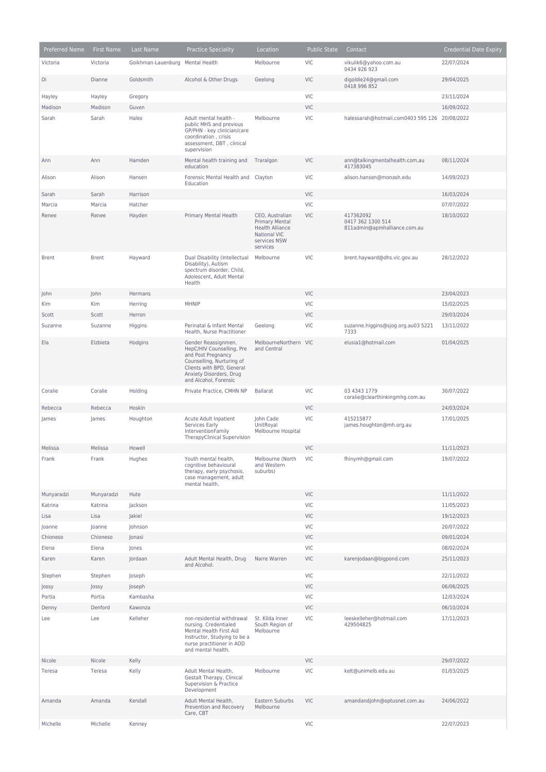| Preferred Name | First Name | Last Name | Practice Speciality | Location | Public State | Contact | Credential Date Expiry |
|---|---|---|---|---|---|---|---|
| Victoria | Victoria | Goikhman-Lauenburg | Mental Health | Melbourne | VIC | vikulik6@yahoo.com.au 0434 926 923 | 22/07/2024 |
| Di | Dianne | Goldsmith | Alcohol & Other Drugs | Geelong | VIC | digoldie24@gmail.com 0418 996 852 | 29/04/2025 |
| Hayley | Hayley | Gregory | | | VIC | | 23/11/2024 |
| Madison | Madison | Guven | | | VIC | | 16/09/2022 |
| Sarah | Sarah | Hales | Adult mental health - public MHS and previous GP/PHN - key clinician/care coordination , crisis assessment, DBT , clinical supervision | Melbourne | VIC | halessarah@hotmail.com0403 595 126 | 20/08/2022 |
| Ann | Ann | Hamden | Mental health training and education | Traralgon | VIC | ann@talkingmentalhealth.com,au 417383045 | 08/11/2024 |
| Alison | Alison | Hansen | Forensic Mental Health and Education | Clayton | VIC | alison.hansen@monash.edu | 14/09/2023 |
| Sarah | Sarah | Harrison | | | VIC | | 16/03/2024 |
| Marcia | Marcia | Hatcher | | | VIC | | 07/07/2022 |
| Renee | Renee | Hayden | Primary Mental Health | CEO, Australian Primary Mental Health Alliance National VIC services NSW services | VIC | 417362092 0417 362 1300 514 811admin@apmhalliance.com.au | 18/10/2022 |
| Brent | Brent | Hayward | Dual Disability (Intellectual Disability), Autism spectrum disorder, Child, Adolescent, Adult Mental Health | Melbourne | VIC | brent.hayward@dhs.vic.gov.au | 28/12/2022 |
| John | John | Hermans | | | VIC | | 23/04/2023 |
| Kim | Kim | Herring | MHNIP | | VIC | | 15/02/2025 |
| Scott | Scott | Herron | | | VIC | | 29/03/2024 |
| Suzanne | Suzanne | Higgins | Perinatal & Infant Mental Health, Nurse Practitioner | Geelong | VIC | suzanne.higgins@sjog.org.au03 5221 7333 | 13/11/2022 |
| Ela | Elzbieta | Hodgins | Gender Reassignmen, HepC/HIV Counselling, Pre and Post Pregnancy Counselling, Nurturing of Clients with BPD, General Anxiety Disorders, Drug and Alcohol, Forensic | MelbourneNorthern and Central | VIC | elusia1@hotmail.com | 01/04/2025 |
| Coralie | Coralie | Holding | Private Practice, CMHN NP | Ballarat | VIC | 03 4343 1779 coralie@clearthinkingmhg.com.au | 30/07/2022 |
| Rebecca | Rebecca | Hoskin | | | VIC | | 24/03/2024 |
| James | James | Houghton | Acute Adult Inpatient Services Early InterventionFamily TherapyClinical Supervision | John Cade UnitRoyal Melbourne Hospital | VIC | 415215877 james.houghton@mh.org.au | 17/01/2025 |
| Melissa | Melissa | Howell | | | VIC | | 11/11/2023 |
| Frank | Frank | Hughes | Youth mental health, cognitive behavioural therapy, early psychosis, case management, adult mental health. | Melbourne (North and Western suburbs) | VIC | fhinymh@gmail.com | 19/07/2022 |
| Munyaradzi | Munyaradzi | Hute | | | VIC | | 11/11/2022 |
| Katrina | Katrina | Jackson | | | VIC | | 11/05/2023 |
| Lisa | Lisa | Jakiel | | | VIC | | 19/12/2023 |
| Joanne | Joanne | Johnson | | | VIC | | 20/07/2022 |
| Chioneso | Chioneso | Jonasi | | | VIC | | 09/01/2024 |
| Elena | Elena | Jones | | | VIC | | 08/02/2024 |
| Karen | Karen | Jordaan | Adult Mental Health, Drug and Alcohol. | Narre Warren | VIC | karenjodaan@bigpond.com | 25/11/2023 |
| Stephen | Stephen | Joseph | | | VIC | | 22/11/2022 |
| Jossy | Jossy | Joseph | | | VIC | | 06/06/2025 |
| Portia | Portia | Kambasha | | | VIC | | 12/03/2024 |
| Denny | Denford | Kawonza | | | VIC | | 06/10/2024 |
| Lee | Lee | Kelleher | non-residential withdrawal nursing. Credentialed Mental Health First Aid Instructor, Studying to be a nurse practitioner in AOD and mental health. | St. Kilda Inner South Region of Melbourne | VIC | leeskelleher@hotmail.com 429504825 | 17/11/2023 |
| Nicole | Nicole | Kelly | | | VIC | | 29/07/2022 |
| Teresa | Teresa | Kelly | Adult Mental Health, Gestalt Therapy, Clinical Supervision & Practice Development | Melbourne | VIC | kelt@unimelb.edu.au | 01/03/2025 |
| Amanda | Amanda | Kendall | Adult Mental Health, Prevention and Recovery Care, CBT | Eastern Suburbs Melbourne | VIC | amandandjohn@optusnet.com.au | 24/06/2022 |
| Michelle | Michelle | Kenney | | | VIC | | 22/07/2023 |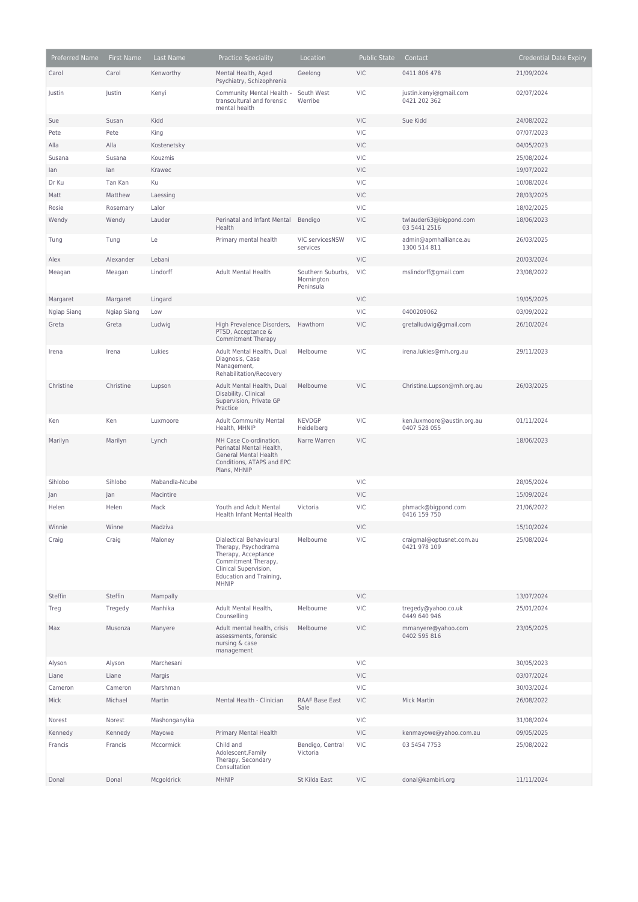| Preferred Name | First Name | Last Name | Practice Speciality | Location | Public State | Contact | Credential Date Expiry |
|---|---|---|---|---|---|---|---|
| Carol | Carol | Kenworthy | Mental Health, Aged Psychiatry, Schizophrenia | Geelong | VIC | 0411 806 478 | 21/09/2024 |
| Justin | Justin | Kenyi | Community Mental Health - transcultural and forensic mental health | South West Werribe | VIC | justin.kenyi@gmail.com 0421 202 362 | 02/07/2024 |
| Sue | Susan | Kidd | | | VIC | Sue Kidd | 24/08/2022 |
| Pete | Pete | King | | | VIC | | 07/07/2023 |
| Alla | Alla | Kostenetsky | | | VIC | | 04/05/2023 |
| Susana | Susana | Kouzmis | | | VIC | | 25/08/2024 |
| Ian | Ian | Krawec | | | VIC | | 19/07/2022 |
| Dr Ku | Tan Kan | Ku | | | VIC | | 10/08/2024 |
| Matt | Matthew | Laessing | | | VIC | | 28/03/2025 |
| Rosie | Rosemary | Lalor | | | VIC | | 18/02/2025 |
| Wendy | Wendy | Lauder | Perinatal and Infant Mental Health | Bendigo | VIC | twlauder63@bigpond.com 03 5441 2516 | 18/06/2023 |
| Tung | Tung | Le | Primary mental health | VIC servicesNSW services | VIC | admin@apmhalliance.au 1300 514 811 | 26/03/2025 |
| Alex | Alexander | Lebani | | | VIC | | 20/03/2024 |
| Meagan | Meagan | Lindorff | Adult Mental Health | Southern Suburbs, Mornington Peninsula | VIC | mslindorff@gmail.com | 23/08/2022 |
| Margaret | Margaret | Lingard | | | VIC | | 19/05/2025 |
| Ngiap Siang | Ngiap Siang | Low | | | VIC | 0400209062 | 03/09/2022 |
| Greta | Greta | Ludwig | High Prevalence Disorders, PTSD, Acceptance & Commitment Therapy | Hawthorn | VIC | gretalludwig@gmail.com | 26/10/2024 |
| Irena | Irena | Lukies | Adult Mental Health, Dual Diagnosis, Case Management, Rehabilitation/Recovery | Melbourne | VIC | irena.lukies@mh.org.au | 29/11/2023 |
| Christine | Christine | Lupson | Adult Mental Health, Dual Disability, Clinical Supervision, Private GP Practice | Melbourne | VIC | Christine.Lupson@mh.org.au | 26/03/2025 |
| Ken | Ken | Luxmoore | Adult Community Mental Health, MHNIP | NEVDGP Heidelberg | VIC | ken.luxmoore@austin.org.au 0407 528 055 | 01/11/2024 |
| Marilyn | Marilyn | Lynch | MH Case Co-ordination, Perinatal Mental Health, General Mental Health Conditions, ATAPS and EPC Plans, MHNIP | Narre Warren | VIC | | 18/06/2023 |
| Sihlobo | Sihlobo | Mabandla-Ncube | | | VIC | | 28/05/2024 |
| Jan | Jan | Macintire | | | VIC | | 15/09/2024 |
| Helen | Helen | Mack | Youth and Adult Mental Health Infant Mental Health | Victoria | VIC | phmack@bigpond.com 0416 159 750 | 21/06/2022 |
| Winnie | Winne | Madziva | | | VIC | | 15/10/2024 |
| Craig | Craig | Maloney | Dialectical Behavioural Therapy, Psychodrama Therapy, Acceptance Commitment Therapy, Clinical Supervision, Education and Training, MHNIP | Melbourne | VIC | craigmal@optusnet.com.au 0421 978 109 | 25/08/2024 |
| Steffin | Steffin | Mampally | | | VIC | | 13/07/2024 |
| Treg | Tregedy | Manhika | Adult Mental Health, Counselling | Melbourne | VIC | tregedy@yahoo.co.uk 0449 640 946 | 25/01/2024 |
| Max | Musonza | Manyere | Adult mental health, crisis assessments, forensic nursing & case management | Melbourne | VIC | mmanyere@yahoo.com 0402 595 816 | 23/05/2025 |
| Alyson | Alyson | Marchesani | | | VIC | | 30/05/2023 |
| Liane | Liane | Margis | | | VIC | | 03/07/2024 |
| Cameron | Cameron | Marshman | | | VIC | | 30/03/2024 |
| Mick | Michael | Martin | Mental Health - Clinician | RAAF Base East Sale | VIC | Mick Martin | 26/08/2022 |
| Norest | Norest | Mashonganyika | | | VIC | | 31/08/2024 |
| Kennedy | Kennedy | Mayowe | Primary Mental Health | | VIC | kenmayowe@yahoo.com.au | 09/05/2025 |
| Francis | Francis | Mccormick | Child and Adolescent,Family Therapy, Secondary Consultation | Bendigo, Central Victoria | VIC | 03 5454 7753 | 25/08/2022 |
| Donal | Donal | Mcgoldrick | MHNIP | St Kilda East | VIC | donal@kambiri.org | 11/11/2024 |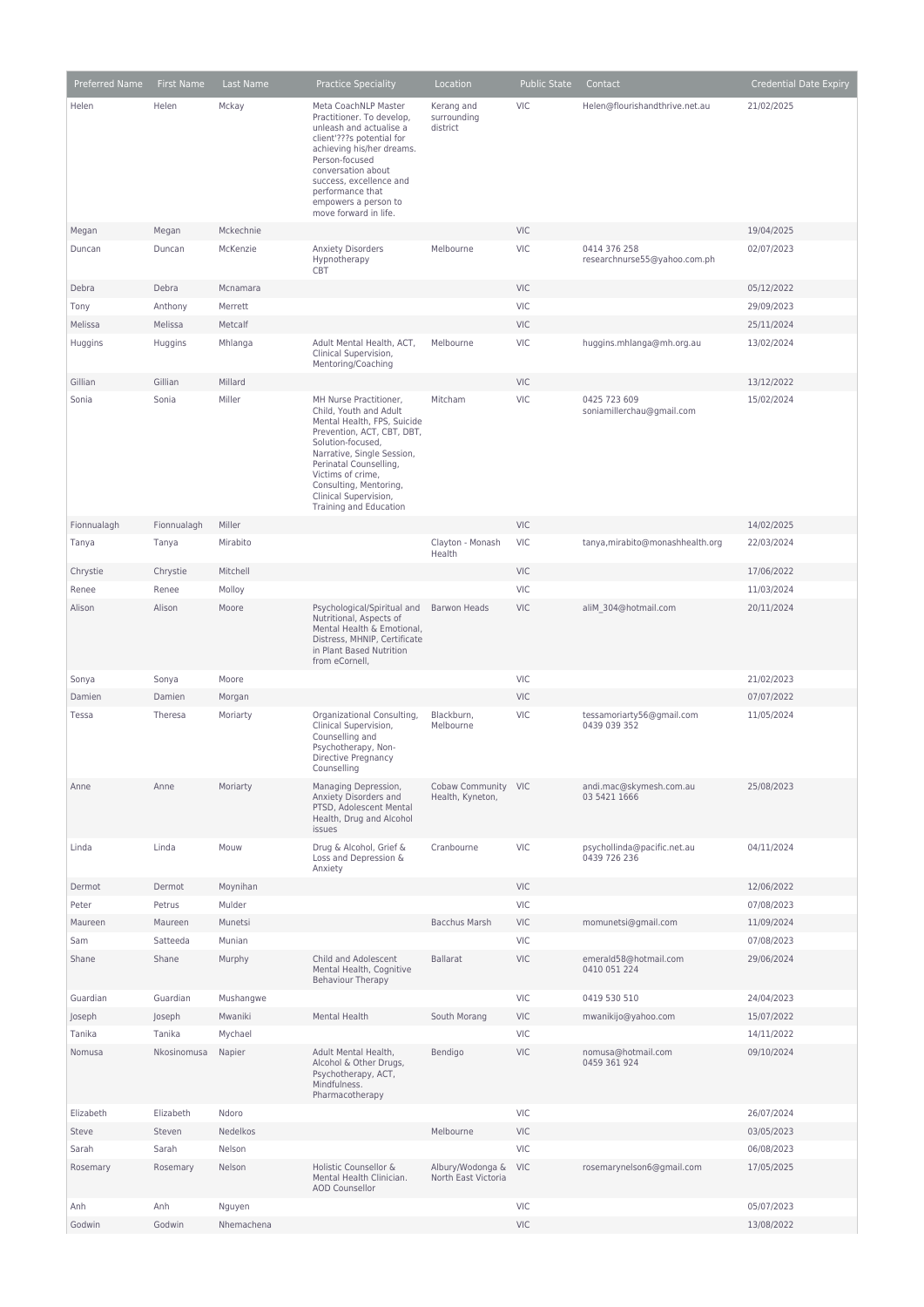| Preferred Name | First Name | Last Name | Practice Speciality | Location | Public State | Contact | Credential Date Expiry |
|---|---|---|---|---|---|---|---|
| Helen | Helen | Mckay | Meta CoachNLP Master Practitioner. To develop, unleash and actualise a client'???s potential for achieving his/her dreams. Person-focused conversation about success, excellence and performance that empowers a person to move forward in life. | Kerang and surrounding district | VIC | Helen@flourishandthrive.net.au | 21/02/2025 |
| Megan | Megan | Mckechnie | | | VIC | | 19/04/2025 |
| Duncan | Duncan | McKenzie | Anxiety Disorders Hypnotherapy CBT | Melbourne | VIC | 0414 376 258 researchnurse55@yahoo.com.ph | 02/07/2023 |
| Debra | Debra | Mcnamara | | | VIC | | 05/12/2022 |
| Tony | Anthony | Merrett | | | VIC | | 29/09/2023 |
| Melissa | Melissa | Metcalf | | | VIC | | 25/11/2024 |
| Huggins | Huggins | Mhlanga | Adult Mental Health, ACT, Clinical Supervision, Mentoring/Coaching | Melbourne | VIC | huggins.mhlanga@mh.org.au | 13/02/2024 |
| Gillian | Gillian | Millard | | | VIC | | 13/12/2022 |
| Sonia | Sonia | Miller | MH Nurse Practitioner, Child, Youth and Adult Mental Health, FPS, Suicide Prevention, ACT, CBT, DBT, Solution-focused, Narrative, Single Session, Perinatal Counselling, Victims of crime, Consulting, Mentoring, Clinical Supervision, Training and Education | Mitcham | VIC | 0425 723 609 soniamillerchau@gmail.com | 15/02/2024 |
| Fionnualagh | Fionnualagh | Miller | | | VIC | | 14/02/2025 |
| Tanya | Tanya | Mirabito | | Clayton - Monash Health | VIC | tanya,mirabito@monashhealth.org | 22/03/2024 |
| Chrystie | Chrystie | Mitchell | | | VIC | | 17/06/2022 |
| Renee | Renee | Molloy | | | VIC | | 11/03/2024 |
| Alison | Alison | Moore | Psychological/Spiritual and Nutritional, Aspects of Mental Health & Emotional, Distress, MHNIP, Certificate in Plant Based Nutrition from eCornell, | Barwon Heads | VIC | aliM_304@hotmail.com | 20/11/2024 |
| Sonya | Sonya | Moore | | | VIC | | 21/02/2023 |
| Damien | Damien | Morgan | | | VIC | | 07/07/2022 |
| Tessa | Theresa | Moriarty | Organizational Consulting, Clinical Supervision, Counselling and Psychotherapy, Non-Directive Pregnancy Counselling | Blackburn, Melbourne | VIC | tessamoriarty56@gmail.com 0439 039 352 | 11/05/2024 |
| Anne | Anne | Moriarty | Managing Depression, Anxiety Disorders and PTSD, Adolescent Mental Health, Drug and Alcohol issues | Cobaw Community Health, Kyneton, | VIC | andi.mac@skymesh.com.au 03 5421 1666 | 25/08/2023 |
| Linda | Linda | Mouw | Drug & Alcohol, Grief & Loss and Depression & Anxiety | Cranbourne | VIC | psychollinda@pacific.net.au 0439 726 236 | 04/11/2024 |
| Dermot | Dermot | Moynihan | | | VIC | | 12/06/2022 |
| Peter | Petrus | Mulder | | | VIC | | 07/08/2023 |
| Maureen | Maureen | Munetsi | | Bacchus Marsh | VIC | momunetsi@gmail.com | 11/09/2024 |
| Sam | Satteeda | Munian | | | VIC | | 07/08/2023 |
| Shane | Shane | Murphy | Child and Adolescent Mental Health, Cognitive Behaviour Therapy | Ballarat | VIC | emerald58@hotmail.com 0410 051 224 | 29/06/2024 |
| Guardian | Guardian | Mushangwe | | | VIC | 0419 530 510 | 24/04/2023 |
| Joseph | Joseph | Mwaniki | Mental Health | South Morang | VIC | mwanikijo@yahoo.com | 15/07/2022 |
| Tanika | Tanika | Mychael | | | VIC | | 14/11/2022 |
| Nomusa | Nkosinomusa | Napier | Adult Mental Health, Alcohol & Other Drugs, Psychotherapy, ACT, Mindfulness. Pharmacotherapy | Bendigo | VIC | nomusa@hotmail.com 0459 361 924 | 09/10/2024 |
| Elizabeth | Elizabeth | Ndoro | | | VIC | | 26/07/2024 |
| Steve | Steven | Nedelkos | | Melbourne | VIC | | 03/05/2023 |
| Sarah | Sarah | Nelson | | | VIC | | 06/08/2023 |
| Rosemary | Rosemary | Nelson | Holistic Counsellor & Mental Health Clinician. AOD Counsellor | Albury/Wodonga & North East Victoria | VIC | rosemarynelson6@gmail.com | 17/05/2025 |
| Anh | Anh | Nguyen | | | VIC | | 05/07/2023 |
| Godwin | Godwin | Nhemachena | | | VIC | | 13/08/2022 |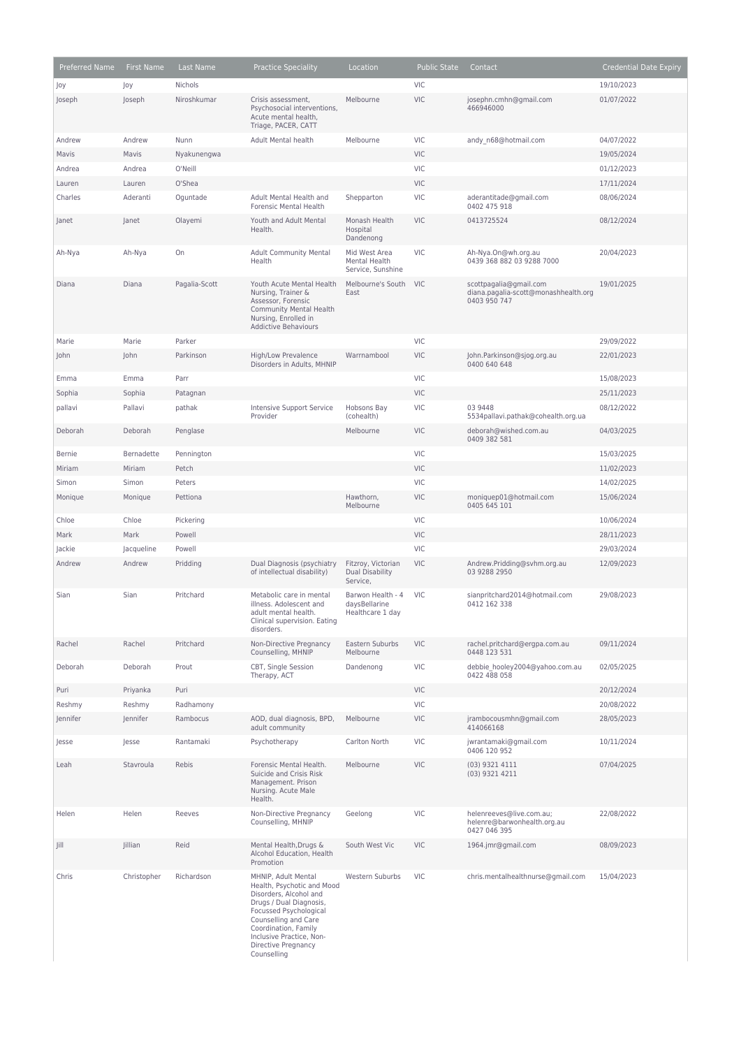| Preferred Name | First Name | Last Name | Practice Speciality | Location | Public State | Contact | Credential Date Expiry |
|---|---|---|---|---|---|---|---|
| Joy | Joy | Nichols | | | VIC | | 19/10/2023 |
| Joseph | Joseph | Niroshkumar | Crisis assessment, Psychosocial interventions, Acute mental health, Triage, PACER, CATT | Melbourne | VIC | josephn.cmhn@gmail.com 466946000 | 01/07/2022 |
| Andrew | Andrew | Nunn | Adult Mental health | Melbourne | VIC | andy_n68@hotmail.com | 04/07/2022 |
| Mavis | Mavis | Nyakunengwa | | | VIC | | 19/05/2024 |
| Andrea | Andrea | O'Neill | | | VIC | | 01/12/2023 |
| Lauren | Lauren | O'Shea | | | VIC | | 17/11/2024 |
| Charles | Aderanti | Oguntade | Adult Mental Health and Forensic Mental Health | Shepparton | VIC | aderantitade@gmail.com 0402 475 918 | 08/06/2024 |
| Janet | Janet | Olayemi | Youth and Adult Mental Health. | Monash Health Hospital Dandenong | VIC | 0413725524 | 08/12/2024 |
| Ah-Nya | Ah-Nya | On | Adult Community Mental Health | Mid West Area Mental Health Service, Sunshine | VIC | Ah-Nya.On@wh.org.au 0439 368 882 03 9288 7000 | 20/04/2023 |
| Diana | Diana | Pagalia-Scott | Youth Acute Mental Health Nursing, Trainer & Assessor, Forensic Community Mental Health Nursing, Enrolled in Addictive Behaviours | Melbourne's South East | VIC | scottpagalia@gmail.com diana.pagalia-scott@monashhealth.org 0403 950 747 | 19/01/2025 |
| Marie | Marie | Parker | | | VIC | | 29/09/2022 |
| John | John | Parkinson | High/Low Prevalence Disorders in Adults, MHNIP | Warrnambool | VIC | John.Parkinson@sjog.org.au 0400 640 648 | 22/01/2023 |
| Emma | Emma | Parr | | | VIC | | 15/08/2023 |
| Sophia | Sophia | Patagnan | | | VIC | | 25/11/2023 |
| pallavi | Pallavi | pathak | Intensive Support Service Provider | Hobsons Bay (cohealth) | VIC | 03 9448 5534pallavi.pathak@cohealth.org.ua | 08/12/2022 |
| Deborah | Deborah | Penglase | | Melbourne | VIC | deborah@wished.com.au 0409 382 581 | 04/03/2025 |
| Bernie | Bernadette | Pennington | | | VIC | | 15/03/2025 |
| Miriam | Miriam | Petch | | | VIC | | 11/02/2023 |
| Simon | Simon | Peters | | | VIC | | 14/02/2025 |
| Monique | Monique | Pettiona | | Hawthorn, Melbourne | VIC | moniquep01@hotmail.com 0405 645 101 | 15/06/2024 |
| Chloe | Chloe | Pickering | | | VIC | | 10/06/2024 |
| Mark | Mark | Powell | | | VIC | | 28/11/2023 |
| Jackie | Jacqueline | Powell | | | VIC | | 29/03/2024 |
| Andrew | Andrew | Pridding | Dual Diagnosis (psychiatry of intellectual disability) | Fitzroy, Victorian Dual Disability Service, | VIC | Andrew.Pridding@svhm.org.au 03 9288 2950 | 12/09/2023 |
| Sian | Sian | Pritchard | Metabolic care in mental illness. Adolescent and adult mental health. Clinical supervision. Eating disorders. | Barwon Health - 4 daysBellarine Healthcare 1 day | VIC | sianpritchard2014@hotmail.com 0412 162 338 | 29/08/2023 |
| Rachel | Rachel | Pritchard | Non-Directive Pregnancy Counselling, MHNIP | Eastern Suburbs Melbourne | VIC | rachel.pritchard@ergpa.com.au 0448 123 531 | 09/11/2024 |
| Deborah | Deborah | Prout | CBT, Single Session Therapy, ACT | Dandenong | VIC | debbie_hooley2004@yahoo.com.au 0422 488 058 | 02/05/2025 |
| Puri | Priyanka | Puri | | | VIC | | 20/12/2024 |
| Reshmy | Reshmy | Radhamony | | | VIC | | 20/08/2022 |
| Jennifer | Jennifer | Rambocus | AOD, dual diagnosis, BPD, adult community | Melbourne | VIC | jrambocousmhn@gmail.com 414066168 | 28/05/2023 |
| Jesse | Jesse | Rantamaki | Psychotherapy | Carlton North | VIC | jwrantamaki@gmail.com 0406 120 952 | 10/11/2024 |
| Leah | Stavroula | Rebis | Forensic Mental Health. Suicide and Crisis Risk Management. Prison Nursing. Acute Male Health. | Melbourne | VIC | (03) 9321 4111 (03) 9321 4211 | 07/04/2025 |
| Helen | Helen | Reeves | Non-Directive Pregnancy Counselling, MHNIP | Geelong | VIC | helenreeves@live.com.au; helenre@barwonhealth.org.au 0427 046 395 | 22/08/2022 |
| Jill | Jillian | Reid | Mental Health,Drugs & Alcohol Education, Health Promotion | South West Vic | VIC | 1964.jmr@gmail.com | 08/09/2023 |
| Chris | Christopher | Richardson | MHNIP, Adult Mental Health, Psychotic and Mood Disorders, Alcohol and Drugs / Dual Diagnosis, Focussed Psychological Counselling and Care Coordination, Family Inclusive Practice, Non-Directive Pregnancy Counselling | Western Suburbs | VIC | chris.mentalhealthnurse@gmail.com | 15/04/2023 |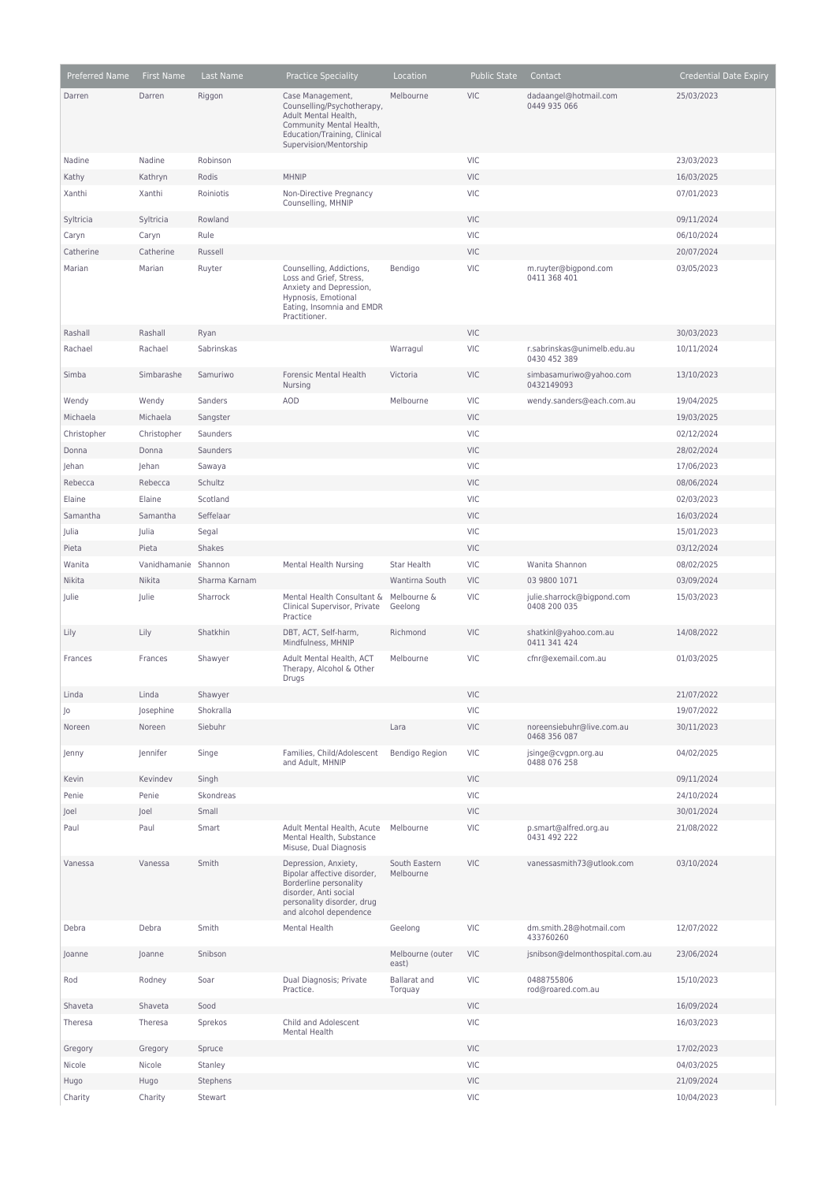| Preferred Name | First Name | Last Name | Practice Speciality | Location | Public State | Contact | Credential Date Expiry |
|---|---|---|---|---|---|---|---|
| Darren | Darren | Riggon | Case Management, Counselling/Psychotherapy, Adult Mental Health, Community Mental Health, Education/Training, Clinical Supervision/Mentorship | Melbourne | VIC | dadaangel@hotmail.com 0449 935 066 | 25/03/2023 |
| Nadine | Nadine | Robinson | | | VIC | | 23/03/2023 |
| Kathy | Kathryn | Rodis | MHNIP | | VIC | | 16/03/2025 |
| Xanthi | Xanthi | Roiniotis | Non-Directive Pregnancy Counselling, MHNIP | | VIC | | 07/01/2023 |
| Syltricia | Syltricia | Rowland | | | VIC | | 09/11/2024 |
| Caryn | Caryn | Rule | | | VIC | | 06/10/2024 |
| Catherine | Catherine | Russell | | | VIC | | 20/07/2024 |
| Marian | Marian | Ruyter | Counselling, Addictions, Loss and Grief, Stress, Anxiety and Depression, Hypnosis, Emotional Eating, Insomnia and EMDR Practitioner. | Bendigo | VIC | m.ruyter@bigpond.com 0411 368 401 | 03/05/2023 |
| Rashall | Rashall | Ryan | | | VIC | | 30/03/2023 |
| Rachael | Rachael | Sabrinskas | | Warragul | VIC | r.sabrinskas@unimelb.edu.au 0430 452 389 | 10/11/2024 |
| Simba | Simbarashe | Samuriwo | Forensic Mental Health Nursing | Victoria | VIC | simbasamuriwo@yahoo.com 0432149093 | 13/10/2023 |
| Wendy | Wendy | Sanders | AOD | Melbourne | VIC | wendy.sanders@each.com.au | 19/04/2025 |
| Michaela | Michaela | Sangster | | | VIC | | 19/03/2025 |
| Christopher | Christopher | Saunders | | | VIC | | 02/12/2024 |
| Donna | Donna | Saunders | | | VIC | | 28/02/2024 |
| Jehan | Jehan | Sawaya | | | VIC | | 17/06/2023 |
| Rebecca | Rebecca | Schultz | | | VIC | | 08/06/2024 |
| Elaine | Elaine | Scotland | | | VIC | | 02/03/2023 |
| Samantha | Samantha | Seffelaar | | | VIC | | 16/03/2024 |
| Julia | Julia | Segal | | | VIC | | 15/01/2023 |
| Pieta | Pieta | Shakes | | | VIC | | 03/12/2024 |
| Wanita | Vanidhamanie | Shannon | Mental Health Nursing | Star Health | VIC | Wanita Shannon | 08/02/2025 |
| Nikita | Nikita | Sharma Karnam | | Wantirna South | VIC | 03 9800 1071 | 03/09/2024 |
| Julie | Julie | Sharrock | Mental Health Consultant & Clinical Supervisor, Private Practice | Melbourne & Geelong | VIC | julie.sharrock@bigpond.com 0408 200 035 | 15/03/2023 |
| Lily | Lily | Shatkhin | DBT, ACT, Self-harm, Mindfulness, MHNIP | Richmond | VIC | shatkinl@yahoo.com.au 0411 341 424 | 14/08/2022 |
| Frances | Frances | Shawyer | Adult Mental Health, ACT Therapy, Alcohol & Other Drugs | Melbourne | VIC | cfnr@exemail.com.au | 01/03/2025 |
| Linda | Linda | Shawyer | | | VIC | | 21/07/2022 |
| Jo | Josephine | Shokralla | | | VIC | | 19/07/2022 |
| Noreen | Noreen | Siebuhr | | Lara | VIC | noreensiebuhr@live.com.au 0468 356 087 | 30/11/2023 |
| Jenny | Jennifer | Singe | Families, Child/Adolescent and Adult, MHNIP | Bendigo Region | VIC | jsinge@cvgpn.org.au 0488 076 258 | 04/02/2025 |
| Kevin | Kevindev | Singh | | | VIC | | 09/11/2024 |
| Penie | Penie | Skondreas | | | VIC | | 24/10/2024 |
| Joel | Joel | Small | | | VIC | | 30/01/2024 |
| Paul | Paul | Smart | Adult Mental Health, Acute Mental Health, Substance Misuse, Dual Diagnosis | Melbourne | VIC | p.smart@alfred.org.au 0431 492 222 | 21/08/2022 |
| Vanessa | Vanessa | Smith | Depression, Anxiety, Bipolar affective disorder, Borderline personality disorder, Anti social personality disorder, drug and alcohol dependence | South Eastern Melbourne | VIC | vanessasmith73@utlook.com | 03/10/2024 |
| Debra | Debra | Smith | Mental Health | Geelong | VIC | dm.smith.28@hotmail.com 433760260 | 12/07/2022 |
| Joanne | Joanne | Snibson | | Melbourne (outer east) | VIC | jsnibson@delmonthospital.com.au | 23/06/2024 |
| Rod | Rodney | Soar | Dual Diagnosis; Private Practice. | Ballarat and Torquay | VIC | 0488755806 rod@roared.com.au | 15/10/2023 |
| Shaveta | Shaveta | Sood | | | VIC | | 16/09/2024 |
| Theresa | Theresa | Sprekos | Child and Adolescent Mental Health | | VIC | | 16/03/2023 |
| Gregory | Gregory | Spruce | | | VIC | | 17/02/2023 |
| Nicole | Nicole | Stanley | | | VIC | | 04/03/2025 |
| Hugo | Hugo | Stephens | | | VIC | | 21/09/2024 |
| Charity | Charity | Stewart | | | VIC | | 10/04/2023 |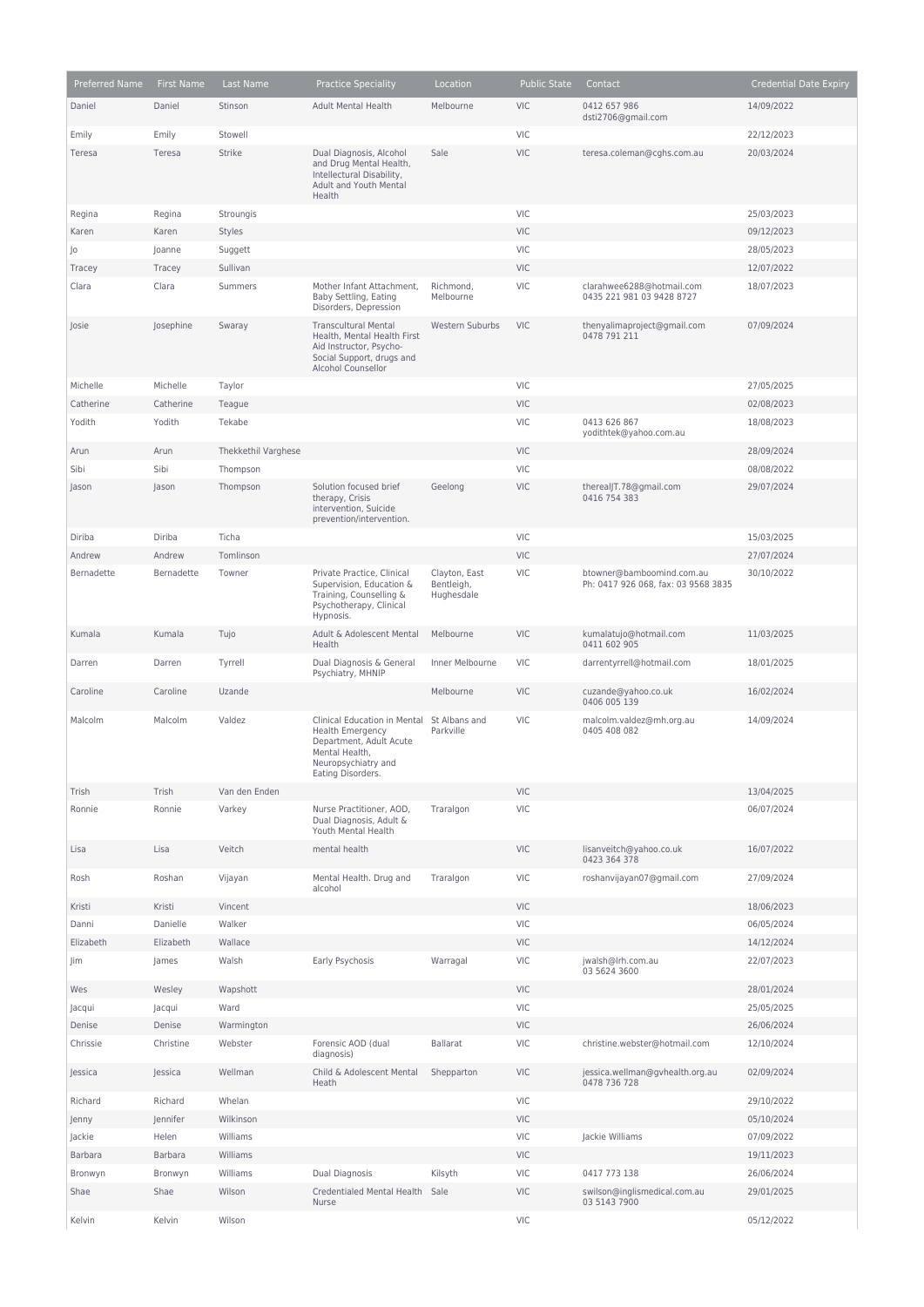| Preferred Name | First Name | Last Name | Practice Speciality | Location | Public State | Contact | Credential Date Expiry |
|---|---|---|---|---|---|---|---|
| Daniel | Daniel | Stinson | Adult Mental Health | Melbourne | VIC | 0412 657 986 dsti2706@gmail.com | 14/09/2022 |
| Emily | Emily | Stowell | | | VIC | | 22/12/2023 |
| Teresa | Teresa | Strike | Dual Diagnosis, Alcohol and Drug Mental Health, Intellectual Disability, Adult and Youth Mental Health | Sale | VIC | teresa.coleman@cghs.com.au | 20/03/2024 |
| Regina | Regina | Strougis | | | VIC | | 25/03/2023 |
| Karen | Karen | Styles | | | VIC | | 09/12/2023 |
| Jo | Joanne | Suggett | | | VIC | | 28/05/2023 |
| Tracey | Tracey | Sullivan | | | VIC | | 12/07/2022 |
| Clara | Clara | Summers | Mother Infant Attachment, Baby Settling, Eating Disorders, Depression | Richmond, Melbourne | VIC | clarahwee6288@hotmail.com 0435 221 981 03 9428 8727 | 18/07/2023 |
| Josie | Josephine | Swaray | Transcultural Mental Health, Mental Health First Aid Instructor, Psycho-Social Support, drugs and Alcohol Counsellor | Western Suburbs | VIC | thenyalimaproject@gmail.com 0478 791 211 | 07/09/2024 |
| Michelle | Michelle | Taylor | | | VIC | | 27/05/2025 |
| Catherine | Catherine | Teague | | | VIC | | 02/08/2023 |
| Yodith | Yodith | Tekabe | | | VIC | 0413 626 867 yodithtek@yahoo.com.au | 18/08/2023 |
| Arun | Arun | Thekkethil Varghese | | | VIC | | 28/09/2024 |
| Sibi | Sibi | Thompson | | | VIC | | 08/08/2022 |
| Jason | Jason | Thompson | Solution focused brief therapy, Crisis intervention, Suicide prevention/intervention. | Geelong | VIC | therealJT.78@gmail.com 0416 754 383 | 29/07/2024 |
| Diriba | Diriba | Ticha | | | VIC | | 15/03/2025 |
| Andrew | Andrew | Tomlinson | | | VIC | | 27/07/2024 |
| Bernadette | Bernadette | Towner | Private Practice, Clinical Supervision, Education & Training, Counselling & Psychotherapy, Clinical Hypnosis. | Clayton, East Bentleigh, Hughesdale | VIC | btowner@bamboomind.com.au Ph: 0417 926 068, fax: 03 9568 3835 | 30/10/2022 |
| Kumala | Kumala | Tujo | Adult & Adolescent Mental Health | Melbourne | VIC | kumalatujo@hotmail.com 0411 602 905 | 11/03/2025 |
| Darren | Darren | Tyrrell | Dual Diagnosis & General Psychiatry, MHNIP | Inner Melbourne | VIC | darrentyrrell@hotmail.com | 18/01/2025 |
| Caroline | Caroline | Uzande | | Melbourne | VIC | cuzande@yahoo.co.uk 0406 005 139 | 16/02/2024 |
| Malcolm | Malcolm | Valdez | Clinical Education in Mental Health Emergency Department, Adult Acute Mental Health, Neuropsychiatry and Eating Disorders. | St Albans and Parkville | VIC | malcolm.valdez@mh.org.au 0405 408 082 | 14/09/2024 |
| Trish | Trish | Van den Enden | | | VIC | | 13/04/2025 |
| Ronnie | Ronnie | Varkey | Nurse Practitioner, AOD, Dual Diagnosis, Adult & Youth Mental Health | Traralgon | VIC | | 06/07/2024 |
| Lisa | Lisa | Veitch | mental health | | VIC | lisanveitch@yahoo.co.uk 0423 364 378 | 16/07/2022 |
| Rosh | Roshan | Vijayan | Mental Health. Drug and alcohol | Traralgon | VIC | roshanvijayan07@gmail.com | 27/09/2024 |
| Kristi | Kristi | Vincent | | | VIC | | 18/06/2023 |
| Danni | Danielle | Walker | | | VIC | | 06/05/2024 |
| Elizabeth | Elizabeth | Wallace | | | VIC | | 14/12/2024 |
| Jim | James | Walsh | Early Psychosis | Warragal | VIC | jwalsh@lrh.com.au 03 5624 3600 | 22/07/2023 |
| Wes | Wesley | Wapshott | | | VIC | | 28/01/2024 |
| Jacqui | Jacqui | Ward | | | VIC | | 25/05/2025 |
| Denise | Denise | Warmington | | | VIC | | 26/06/2024 |
| Chrissie | Christine | Webster | Forensic AOD (dual diagnosis) | Ballarat | VIC | christine.webster@hotmail.com | 12/10/2024 |
| Jessica | Jessica | Wellman | Child & Adolescent Mental Heath | Shepparton | VIC | jessica.wellman@gvhealth.org.au 0478 736 728 | 02/09/2024 |
| Richard | Richard | Whelan | | | VIC | | 29/10/2022 |
| Jenny | Jennifer | Wilkinson | | | VIC | | 05/10/2024 |
| Jackie | Helen | Williams | | | VIC | Jackie Williams | 07/09/2022 |
| Barbara | Barbara | Williams | | | VIC | | 19/11/2023 |
| Bronwyn | Bronwyn | Williams | Dual Diagnosis | Kilsyth | VIC | 0417 773 138 | 26/06/2024 |
| Shae | Shae | Wilson | Credentialed Mental Health Nurse | Sale | VIC | swilson@inglismedical.com.au 03 5143 7900 | 29/01/2025 |
| Kelvin | Kelvin | Wilson | | | VIC | | 05/12/2022 |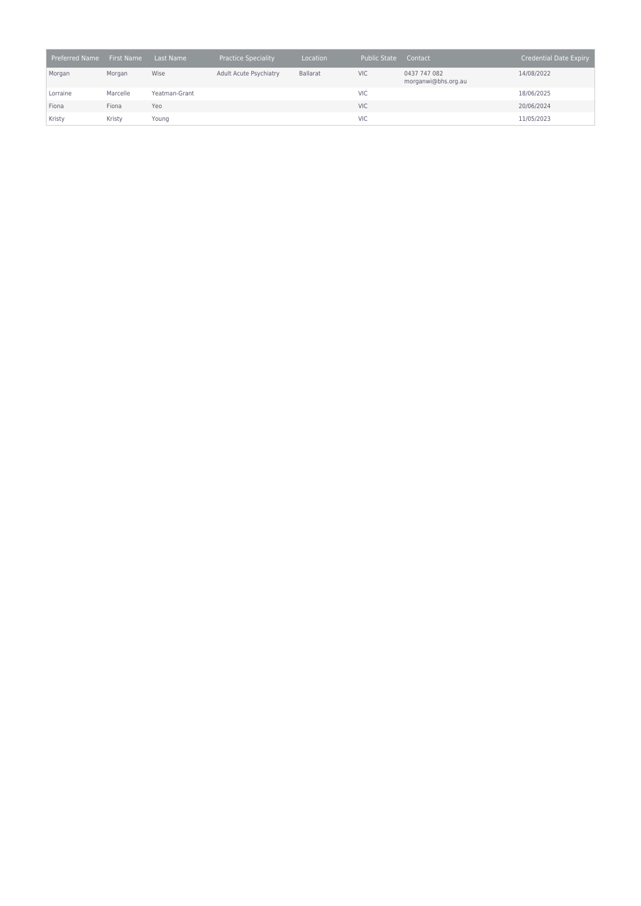| Preferred Name | First Name | Last Name | Practice Speciality | Location | Public State | Contact | Credential Date Expiry |
| --- | --- | --- | --- | --- | --- | --- | --- |
| Morgan | Morgan | Wise | Adult Acute Psychiatry | Ballarat | VIC | 0437 747 082 morganwi@bhs.org.au | 14/08/2022 |
| Lorraine | Marcelle | Yeatman-Grant | | | VIC | | 18/06/2025 |
| Fiona | Fiona | Yeo | | | VIC | | 20/06/2024 |
| Kristy | Kristy | Young | | | VIC | | 11/05/2023 |